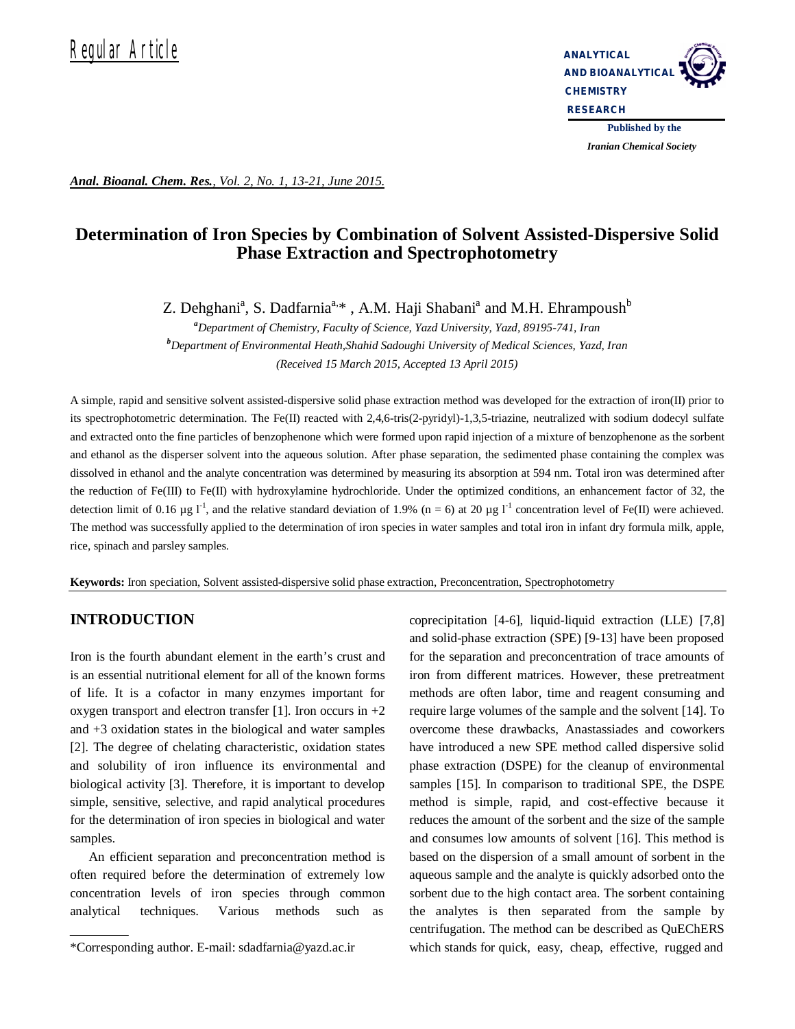Regular Article

ANALYTICAL AND BIOANALYTICAL CHEMISTRY RESEARCH

Published by the *Iranian Chemical Society*

# Determination of Iron Species by Combination of Solvent Assisted-Dispersive Solid Phase Extraction and Spectrophotometry

Z. Dehghani[a], S. Dadfarnia[a,*], A.M. Haji Shabani[a] and M.H. Ehrampoush[b]

[a]*Department of Chemistry, Faculty of Science, Yazd University, Yazd, 89195-741, Iran*

[b]*Department of Environmental Heath,Shahid Sadoughi University of Medical Sciences, Yazd, Iran*

*(Received 15 March 2015, Accepted 13 April 2015)*

A simple, rapid and sensitive solvent assisted-dispersive solid phase extraction method was developed for the extraction of iron(II) prior to its spectrophotometric determination. The Fe(II) reacted with 2,4,6-tris(2-pyridyl)-1,3,5-triazine, neutralized with sodium dodecyl sulfate and extracted onto the fine particles of benzophenone which were formed upon rapid injection of a mixture of benzophenone as the sorbent and ethanol as the disperser solvent into the aqueous solution. After phase separation, the sedimented phase containing the complex was dissolved in ethanol and the analyte concentration was determined by measuring its absorption at 594 nm. Total iron was determined after the reduction of Fe(III) to Fe(II) with hydroxylamine hydrochloride. Under the optimized conditions, an enhancement factor of 32, the detection limit of 0.16 μg $l^{-1}$, and the relative standard deviation of 1.9% (n = 6) at 20 μg $l^{-1}$ concentration level of Fe(II) were achieved. The method was successfully applied to the determination of iron species in water samples and total iron in infant dry formula milk, apple, rice, spinach and parsley samples.

**Keywords:** Iron speciation, Solvent assisted-dispersive solid phase extraction, Preconcentration, Spectrophotometry

## INTRODUCTION

Iron is the fourth abundant element in the earth's crust and is an essential nutritional element for all of the known forms of life. It is a cofactor in many enzymes important for oxygen transport and electron transfer [1]. Iron occurs in +2 and +3 oxidation states in the biological and water samples [2]. The degree of chelating characteristic, oxidation states and solubility of iron influence its environmental and biological activity [3]. Therefore, it is important to develop simple, sensitive, selective, and rapid analytical procedures for the determination of iron species in biological and water samples.

An efficient separation and preconcentration method is often required before the determination of extremely low concentration levels of iron species through common analytical techniques. Various methods such as coprecipitation [4-6], liquid-liquid extraction (LLE) [7,8] and solid-phase extraction (SPE) [9-13] have been proposed for the separation and preconcentration of trace amounts of iron from different matrices. However, these pretreatment methods are often labor, time and reagent consuming and require large volumes of the sample and the solvent [14]. To overcome these drawbacks, Anastassiades and coworkers have introduced a new SPE method called dispersive solid phase extraction (DSPE) for the cleanup of environmental samples [15]. In comparison to traditional SPE, the DSPE method is simple, rapid, and cost-effective because it reduces the amount of the sorbent and the size of the sample and consumes low amounts of solvent [16]. This method is based on the dispersion of a small amount of sorbent in the aqueous sample and the analyte is quickly adsorbed onto the sorbent due to the high contact area. The sorbent containing the analytes is then separated from the sample by centrifugation. The method can be described as QuEChERS which stands for quick, easy, cheap, effective, rugged and

*Corresponding author. E-mail: sdadfarnia@yazd.ac.ir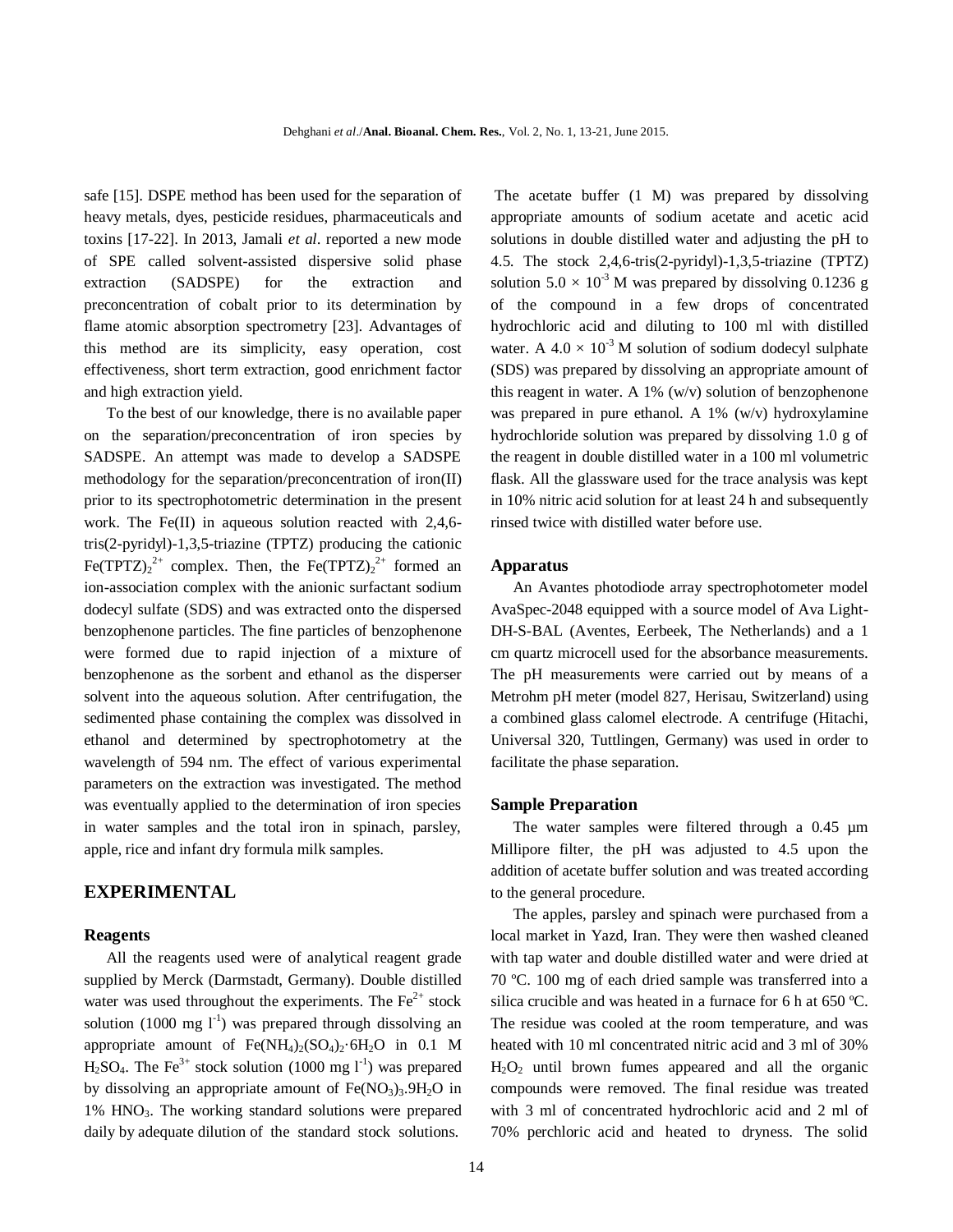safe [15]. DSPE method has been used for the separation of heavy metals, dyes, pesticide residues, pharmaceuticals and toxins [17-22]. In 2013, Jamali *et al*. reported a new mode of SPE called solvent-assisted dispersive solid phase extraction (SADSPE) for the extraction and preconcentration of cobalt prior to its determination by flame atomic absorption spectrometry [23]. Advantages of this method are its simplicity, easy operation, cost effectiveness, short term extraction, good enrichment factor and high extraction yield.

To the best of our knowledge, there is no available paper on the separation/preconcentration of iron species by SADSPE. An attempt was made to develop a SADSPE methodology for the separation/preconcentration of iron(II) prior to its spectrophotometric determination in the present work. The Fe(II) in aqueous solution reacted with 2,4,6-tris(2-pyridyl)-1,3,5-triazine (TPTZ) producing the cationic $Fe(TPTZ)_2^{2+}$ complex. Then, the $Fe(TPTZ)_2^{2+}$ formed an ion-association complex with the anionic surfactant sodium dodecyl sulfate (SDS) and was extracted onto the dispersed benzophenone particles. The fine particles of benzophenone were formed due to rapid injection of a mixture of benzophenone as the sorbent and ethanol as the disperser solvent into the aqueous solution. After centrifugation, the sedimented phase containing the complex was dissolved in ethanol and determined by spectrophotometry at the wavelength of 594 nm. The effect of various experimental parameters on the extraction was investigated. The method was eventually applied to the determination of iron species in water samples and the total iron in spinach, parsley, apple, rice and infant dry formula milk samples.

## EXPERIMENTAL

### Reagents

All the reagents used were of analytical reagent grade supplied by Merck (Darmstadt, Germany). Double distilled water was used throughout the experiments. The $Fe^{2+}$ stock solution (1000 mg $l^{-1}$) was prepared through dissolving an appropriate amount of $Fe(NH_4)_2(SO_4)_2 \cdot 6H_2O$ in 0.1 M $H_2SO_4$. The $Fe^{3+}$ stock solution (1000 mg $l^{-1}$) was prepared by dissolving an appropriate amount of $Fe(NO_3)_3.9H_2O$ in 1% $HNO_3$. The working standard solutions were prepared daily by adequate dilution of the standard stock solutions.

The acetate buffer (1 M) was prepared by dissolving appropriate amounts of sodium acetate and acetic acid solutions in double distilled water and adjusting the pH to 4.5. The stock 2,4,6-tris(2-pyridyl)-1,3,5-triazine (TPTZ) solution $5.0 \times 10^{-3}$ M was prepared by dissolving 0.1236 g of the compound in a few drops of concentrated hydrochloric acid and diluting to 100 ml with distilled water. A $4.0 \times 10^{-3}$ M solution of sodium dodecyl sulphate (SDS) was prepared by dissolving an appropriate amount of this reagent in water. A 1% (w/v) solution of benzophenone was prepared in pure ethanol. A 1% (w/v) hydroxylamine hydrochloride solution was prepared by dissolving 1.0 g of the reagent in double distilled water in a 100 ml volumetric flask. All the glassware used for the trace analysis was kept in 10% nitric acid solution for at least 24 h and subsequently rinsed twice with distilled water before use.

### Apparatus

An Avantes photodiode array spectrophotometer model AvaSpec-2048 equipped with a source model of Ava Light-DH-S-BAL (Aventes, Eerbeek, The Netherlands) and a 1 cm quartz microcell used for the absorbance measurements. The pH measurements were carried out by means of a Metrohm pH meter (model 827, Herisau, Switzerland) using a combined glass calomel electrode. A centrifuge (Hitachi, Universal 320, Tuttlingen, Germany) was used in order to facilitate the phase separation.

### Sample Preparation

The water samples were filtered through a 0.45 µm Millipore filter, the pH was adjusted to 4.5 upon the addition of acetate buffer solution and was treated according to the general procedure.

The apples, parsley and spinach were purchased from a local market in Yazd, Iran. They were then washed cleaned with tap water and double distilled water and were dried at 70 ºC. 100 mg of each dried sample was transferred into a silica crucible and was heated in a furnace for 6 h at 650 ºC. The residue was cooled at the room temperature, and was heated with 10 ml concentrated nitric acid and 3 ml of 30% $H_2O_2$ until brown fumes appeared and all the organic compounds were removed. The final residue was treated with 3 ml of concentrated hydrochloric acid and 2 ml of 70% perchloric acid and heated to dryness. The solid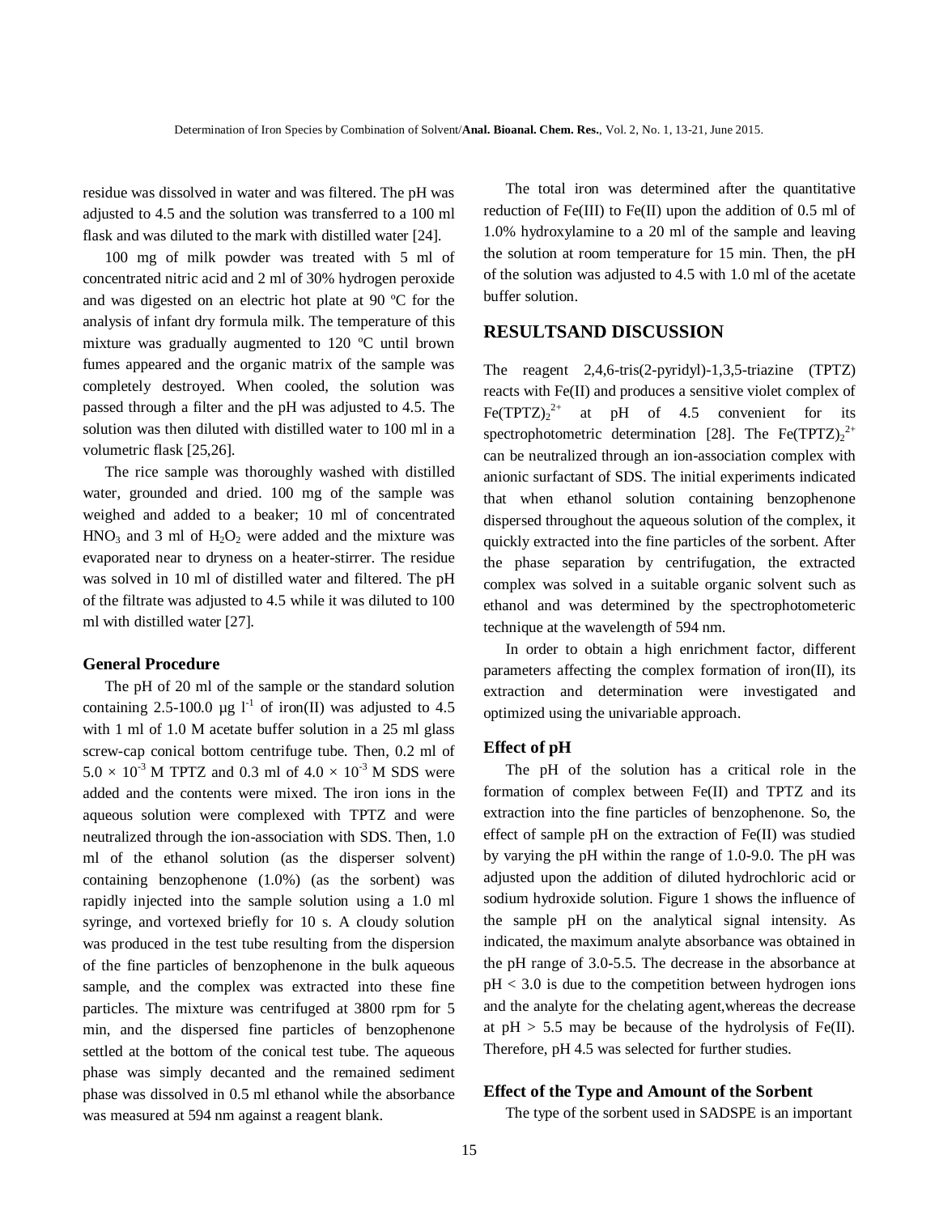residue was dissolved in water and was filtered. The pH was adjusted to 4.5 and the solution was transferred to a 100 ml flask and was diluted to the mark with distilled water [24].

100 mg of milk powder was treated with 5 ml of concentrated nitric acid and 2 ml of 30% hydrogen peroxide and was digested on an electric hot plate at 90 ºC for the analysis of infant dry formula milk. The temperature of this mixture was gradually augmented to 120 ºC until brown fumes appeared and the organic matrix of the sample was completely destroyed. When cooled, the solution was passed through a filter and the pH was adjusted to 4.5. The solution was then diluted with distilled water to 100 ml in a volumetric flask [25,26].

The rice sample was thoroughly washed with distilled water, grounded and dried. 100 mg of the sample was weighed and added to a beaker; 10 ml of concentrated $HNO_3$ and 3 ml of $H_2O_2$ were added and the mixture was evaporated near to dryness on a heater-stirrer. The residue was solved in 10 ml of distilled water and filtered. The pH of the filtrate was adjusted to 4.5 while it was diluted to 100 ml with distilled water [27].

### General Procedure

The pH of 20 ml of the sample or the standard solution containing 2.5-100.0 µg $l^{-1}$ of iron(II) was adjusted to 4.5 with 1 ml of 1.0 M acetate buffer solution in a 25 ml glass screw-cap conical bottom centrifuge tube. Then, 0.2 ml of $5.0 \times 10^{-3}$ M TPTZ and 0.3 ml of $4.0 \times 10^{-3}$ M SDS were added and the contents were mixed. The iron ions in the aqueous solution were complexed with TPTZ and were neutralized through the ion-association with SDS. Then, 1.0 ml of the ethanol solution (as the disperser solvent) containing benzophenone (1.0%) (as the sorbent) was rapidly injected into the sample solution using a 1.0 ml syringe, and vortexed briefly for 10 s. A cloudy solution was produced in the test tube resulting from the dispersion of the fine particles of benzophenone in the bulk aqueous sample, and the complex was extracted into these fine particles. The mixture was centrifuged at 3800 rpm for 5 min, and the dispersed fine particles of benzophenone settled at the bottom of the conical test tube. The aqueous phase was simply decanted and the remained sediment phase was dissolved in 0.5 ml ethanol while the absorbance was measured at 594 nm against a reagent blank.

The total iron was determined after the quantitative reduction of Fe(III) to Fe(II) upon the addition of 0.5 ml of 1.0% hydroxylamine to a 20 ml of the sample and leaving the solution at room temperature for 15 min. Then, the pH of the solution was adjusted to 4.5 with 1.0 ml of the acetate buffer solution.

## RESULTSAND DISCUSSION

The reagent 2,4,6-tris(2-pyridyl)-1,3,5-triazine (TPTZ) reacts with Fe(II) and produces a sensitive violet complex of $Fe(TPTZ)_2^{2+}$ at pH of 4.5 convenient for its spectrophotometric determination [28]. The $Fe(TPTZ)_2^{2+}$ can be neutralized through an ion-association complex with anionic surfactant of SDS. The initial experiments indicated that when ethanol solution containing benzophenone dispersed throughout the aqueous solution of the complex, it quickly extracted into the fine particles of the sorbent. After the phase separation by centrifugation, the extracted complex was solved in a suitable organic solvent such as ethanol and was determined by the spectrophotometeric technique at the wavelength of 594 nm.

In order to obtain a high enrichment factor, different parameters affecting the complex formation of iron(II), its extraction and determination were investigated and optimized using the univariable approach.

### Effect of pH

The pH of the solution has a critical role in the formation of complex between Fe(II) and TPTZ and its extraction into the fine particles of benzophenone. So, the effect of sample pH on the extraction of Fe(II) was studied by varying the pH within the range of 1.0-9.0. The pH was adjusted upon the addition of diluted hydrochloric acid or sodium hydroxide solution. Figure 1 shows the influence of the sample pH on the analytical signal intensity. As indicated, the maximum analyte absorbance was obtained in the pH range of 3.0-5.5. The decrease in the absorbance at pH < 3.0 is due to the competition between hydrogen ions and the analyte for the chelating agent,whereas the decrease at pH > 5.5 may be because of the hydrolysis of Fe(II). Therefore, pH 4.5 was selected for further studies.

### Effect of the Type and Amount of the Sorbent

The type of the sorbent used in SADSPE is an important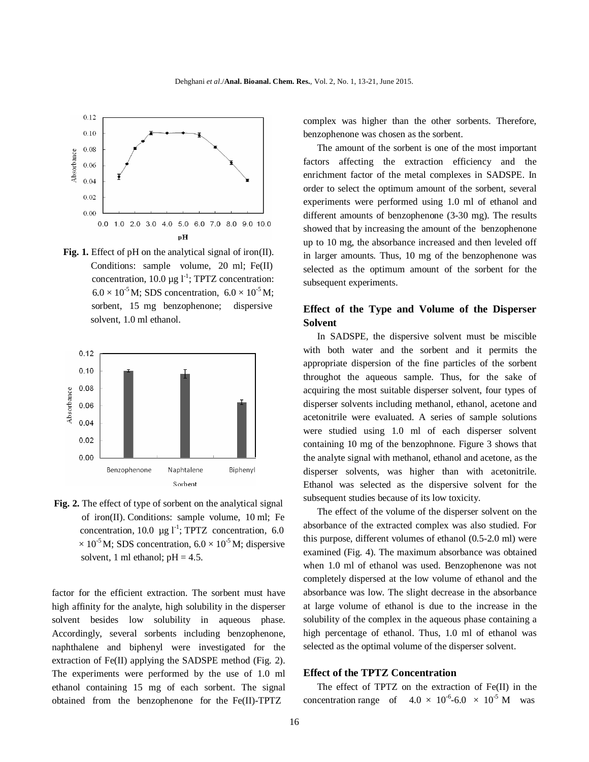Fig. 1. Effect of pH on the analytical signal of iron(II). Conditions: sample volume, 20 ml; Fe(II) concentration, 10.0 µg $l^{-1}$; TPTZ concentration: $6.0 \times 10^{-5}$ M; SDS concentration, $6.0 \times 10^{-5}$ M; sorbent, 15 mg benzophenone; dispersive solvent, 1.0 ml ethanol.

Fig. 2. The effect of type of sorbent on the analytical signal of iron(II). Conditions: sample volume, 10 ml; Fe concentration, 10.0 µg $l^{-1}$; TPTZ concentration, $6.0 \times 10^{-5}$ M; SDS concentration, $6.0 \times 10^{-5}$ M; dispersive solvent, 1 ml ethanol; pH = 4.5.

factor for the efficient extraction. The sorbent must have high affinity for the analyte, high solubility in the disperser solvent besides low solubility in aqueous phase. Accordingly, several sorbents including benzophenone, naphthalene and biphenyl were investigated for the extraction of Fe(II) applying the SADSPE method (Fig. 2). The experiments were performed by the use of 1.0 ml ethanol containing 15 mg of each sorbent. The signal obtained from the benzophenone for the Fe(II)-TPTZ complex was higher than the other sorbents. Therefore, benzophenone was chosen as the sorbent.

The amount of the sorbent is one of the most important factors affecting the extraction efficiency and the enrichment factor of the metal complexes in SADSPE. In order to select the optimum amount of the sorbent, several experiments were performed using 1.0 ml of ethanol and different amounts of benzophenone (3-30 mg). The results showed that by increasing the amount of the benzophenone up to 10 mg, the absorbance increased and then leveled off in larger amounts. Thus, 10 mg of the benzophenone was selected as the optimum amount of the sorbent for the subsequent experiments.

## Effect of the Type and Volume of the Disperser Solvent

In SADSPE, the dispersive solvent must be miscible with both water and the sorbent and it permits the appropriate dispersion of the fine particles of the sorbent throughot the aqueous sample. Thus, for the sake of acquiring the most suitable disperser solvent, four types of disperser solvents including methanol, ethanol, acetone and acetonitrile were evaluated. A series of sample solutions were studied using 1.0 ml of each disperser solvent containing 10 mg of the benzophnone. Figure 3 shows that the analyte signal with methanol, ethanol and acetone, as the disperser solvents, was higher than with acetonitrile. Ethanol was selected as the dispersive solvent for the subsequent studies because of its low toxicity.

The effect of the volume of the disperser solvent on the absorbance of the extracted complex was also studied. For this purpose, different volumes of ethanol (0.5-2.0 ml) were examined (Fig. 4). The maximum absorbance was obtained when 1.0 ml of ethanol was used. Benzophenone was not completely dispersed at the low volume of ethanol and the absorbance was low. The slight decrease in the absorbance at large volume of ethanol is due to the increase in the solubility of the complex in the aqueous phase containing a high percentage of ethanol. Thus, 1.0 ml of ethanol was selected as the optimal volume of the disperser solvent.

## Effect of the TPTZ Concentration

The effect of TPTZ on the extraction of Fe(II) in the concentration range of $4.0 \times 10^{-6}$-$6.0 \times 10^{-5}$ M was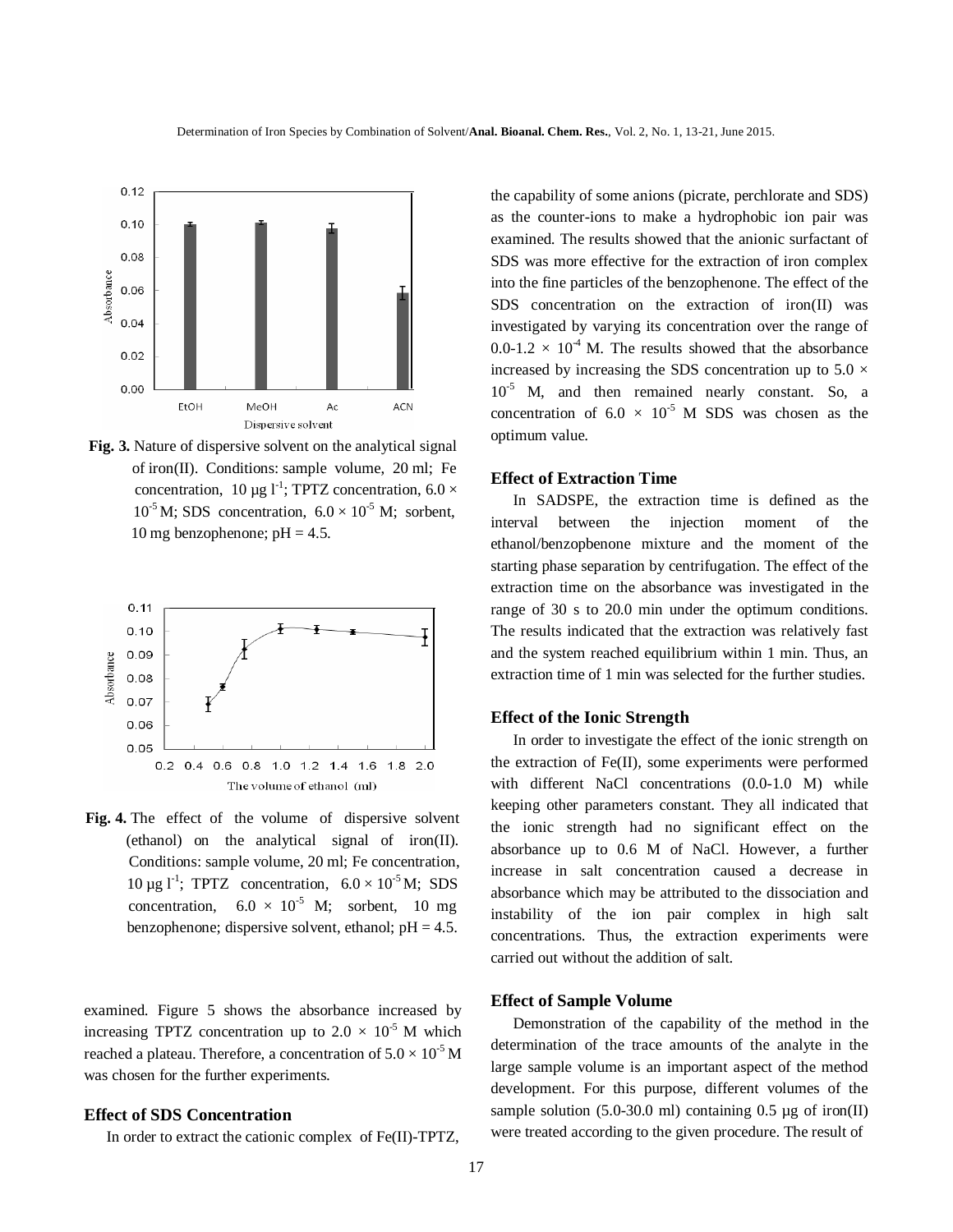**Fig. 3.** Nature of dispersive solvent on the analytical signal of iron(II). Conditions: sample volume, 20 ml; Fe concentration, 10 µg l$^{-1}$; TPTZ concentration, $6.0 \times 10^{-5}$ M; SDS concentration, $6.0 \times 10^{-5}$ M; sorbent, 10 mg benzophenone; pH = 4.5.

**Fig. 4.** The effect of the volume of dispersive solvent (ethanol) on the analytical signal of iron(II). Conditions: sample volume, 20 ml; Fe concentration, 10 µg l$^{-1}$; TPTZ concentration, $6.0 \times 10^{-5}$ M; SDS concentration, $6.0 \times 10^{-5}$ M; sorbent, 10 mg benzophenone; dispersive solvent, ethanol; pH = 4.5.

examined. Figure 5 shows the absorbance increased by increasing TPTZ concentration up to $2.0 \times 10^{-5}$ M which reached a plateau. Therefore, a concentration of $5.0 \times 10^{-5}$ M was chosen for the further experiments.

### Effect of SDS Concentration

In order to extract the cationic complex of Fe(II)-TPTZ, the capability of some anions (picrate, perchlorate and SDS) as the counter-ions to make a hydrophobic ion pair was examined. The results showed that the anionic surfactant of SDS was more effective for the extraction of iron complex into the fine particles of the benzophenone. The effect of the SDS concentration on the extraction of iron(II) was investigated by varying its concentration over the range of $0.0\text{-}1.2 \times 10^{-4}$ M. The results showed that the absorbance increased by increasing the SDS concentration up to $5.0 \times 10^{-5}$ M, and then remained nearly constant. So, a concentration of $6.0 \times 10^{-5}$ M SDS was chosen as the optimum value.

### Effect of Extraction Time

In SADSPE, the extraction time is defined as the interval between the injection moment of the ethanol/benzopbenone mixture and the moment of the starting phase separation by centrifugation. The effect of the extraction time on the absorbance was investigated in the range of 30 s to 20.0 min under the optimum conditions. The results indicated that the extraction was relatively fast and the system reached equilibrium within 1 min. Thus, an extraction time of 1 min was selected for the further studies.

### Effect of the Ionic Strength

In order to investigate the effect of the ionic strength on the extraction of Fe(II), some experiments were performed with different NaCl concentrations (0.0-1.0 M) while keeping other parameters constant. They all indicated that the ionic strength had no significant effect on the absorbance up to 0.6 M of NaCl. However, a further increase in salt concentration caused a decrease in absorbance which may be attributed to the dissociation and instability of the ion pair complex in high salt concentrations. Thus, the extraction experiments were carried out without the addition of salt.

### Effect of Sample Volume

Demonstration of the capability of the method in the determination of the trace amounts of the analyte in the large sample volume is an important aspect of the method development. For this purpose, different volumes of the sample solution (5.0-30.0 ml) containing 0.5 µg of iron(II) were treated according to the given procedure. The result of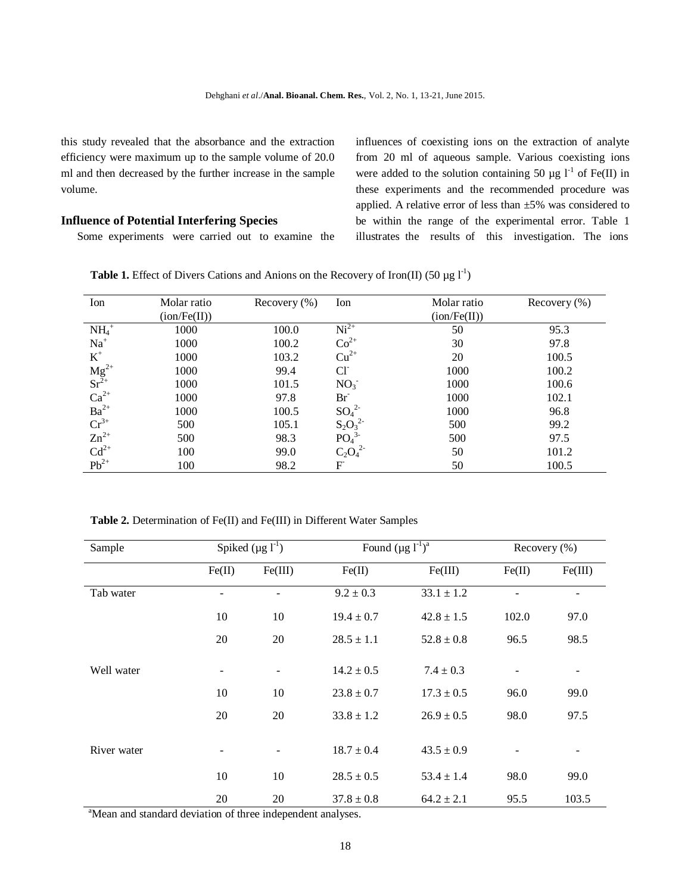this study revealed that the absorbance and the extraction efficiency were maximum up to the sample volume of 20.0 ml and then decreased by the further increase in the sample volume.

### Influence of Potential Interfering Species

Some experiments were carried out to examine the influences of coexisting ions on the extraction of analyte from 20 ml of aqueous sample. Various coexisting ions were added to the solution containing 50 μg l$^{-1}$ of Fe(II) in these experiments and the recommended procedure was applied. A relative error of less than ±5% was considered to be within the range of the experimental error. Table 1 illustrates the results of this investigation. The ions

**Table 1.** Effect of Divers Cations and Anions on the Recovery of Iron(II) (50 μg l$^{-1}$)

| Ion | Molar ratio (ion/Fe(II)) | Recovery (%) | Ion | Molar ratio (ion/Fe(II)) | Recovery (%) |
|---|---|---|---|---|---|
| $NH_4^+$ | 1000 | 100.0 | $Ni^{2+}$ | 50 | 95.3 |
| $Na^+$ | 1000 | 100.2 | $Co^{2+}$ | 30 | 97.8 |
| $K^+$ | 1000 | 103.2 | $Cu^{2+}$ | 20 | 100.5 |
| $Mg^{2+}$ | 1000 | 99.4 | $Cl^-$ | 1000 | 100.2 |
| $Sr^{2+}$ | 1000 | 101.5 | $NO_3^-$ | 1000 | 100.6 |
| $Ca^{2+}$ | 1000 | 97.8 | $Br^-$ | 1000 | 102.1 |
| $Ba^{2+}$ | 1000 | 100.5 | $SO_4^{2-}$ | 1000 | 96.8 |
| $Cr^{3+}$ | 500 | 105.1 | $S_2O_3^{2-}$ | 500 | 99.2 |
| $Zn^{2+}$ | 500 | 98.3 | $PO_4^{3-}$ | 500 | 97.5 |
| $Cd^{2+}$ | 100 | 99.0 | $C_2O_4^{2-}$ | 50 | 101.2 |
| $Pb^{2+}$ | 100 | 98.2 | $F^-$ | 50 | 100.5 |

**Table 2.** Determination of Fe(II) and Fe(III) in Different Water Samples

| Sample | Spiked (μg l$^{-1}$) | | Found (μg l$^{-1}$)[a] | | Recovery (%) | |
|---|---|---|---|---|---|---|
| | Fe(II) | Fe(III) | Fe(II) | Fe(III) | Fe(II) | Fe(III) |
| Tab water | - | - | 9.2 ± 0.3 | 33.1 ± 1.2 | - | - |
| | 10 | 10 | 19.4 ± 0.7 | 42.8 ± 1.5 | 102.0 | 97.0 |
| | 20 | 20 | 28.5 ± 1.1 | 52.8 ± 0.8 | 96.5 | 98.5 |
| Well water | - | - | 14.2 ± 0.5 | 7.4 ± 0.3 | - | - |
| | 10 | 10 | 23.8 ± 0.7 | 17.3 ± 0.5 | 96.0 | 99.0 |
| | 20 | 20 | 33.8 ± 1.2 | 26.9 ± 0.5 | 98.0 | 97.5 |
| River water | - | - | 18.7 ± 0.4 | 43.5 ± 0.9 | - | - |
| | 10 | 10 | 28.5 ± 0.5 | 53.4 ± 1.4 | 98.0 | 99.0 |
| | 20 | 20 | 37.8 ± 0.8 | 64.2 ± 2.1 | 95.5 | 103.5 |

[a]Mean and standard deviation of three independent analyses.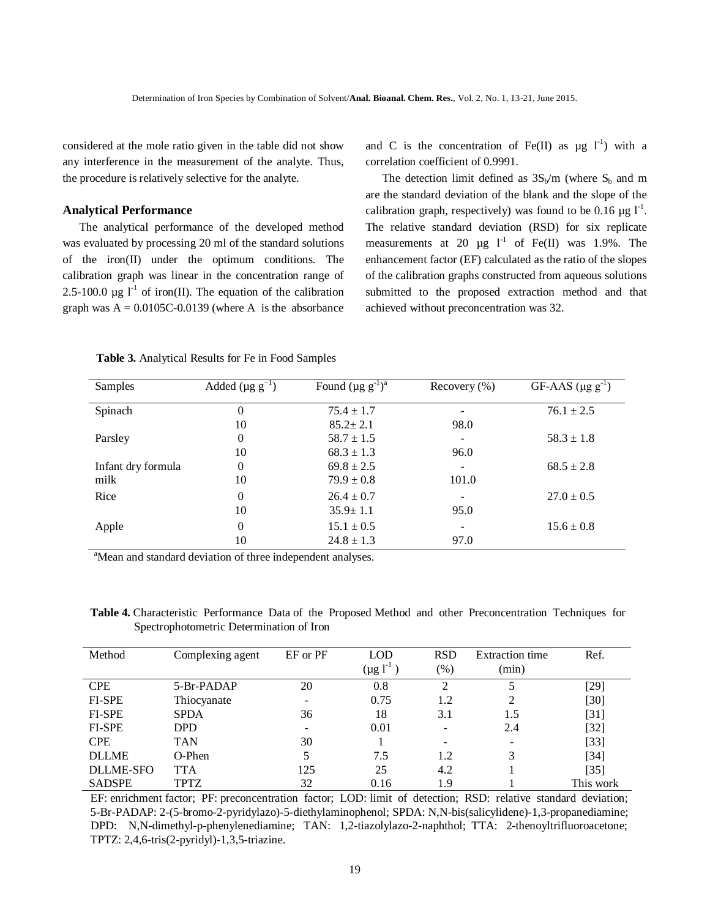considered at the mole ratio given in the table did not show any interference in the measurement of the analyte. Thus, the procedure is relatively selective for the analyte.

### Analytical Performance

The analytical performance of the developed method was evaluated by processing 20 ml of the standard solutions of the iron(II) under the optimum conditions. The calibration graph was linear in the concentration range of 2.5-100.0 µg $l^{-1}$ of iron(II). The equation of the calibration graph was $A = 0.0105C-0.0139$ (where A is the absorbance and C is the concentration of Fe(II) as µg $l^{-1}$) with a correlation coefficient of 0.9991.

The detection limit defined as $3S_b/m$ (where $S_b$ and m are the standard deviation of the blank and the slope of the calibration graph, respectively) was found to be 0.16 µg $l^{-1}$. The relative standard deviation (RSD) for six replicate measurements at 20 µg $l^{-1}$ of Fe(II) was 1.9%. The enhancement factor (EF) calculated as the ratio of the slopes of the calibration graphs constructed from aqueous solutions submitted to the proposed extraction method and that achieved without preconcentration was 32.

**Table 3.** Analytical Results for Fe in Food Samples

| Samples | Added (µg $g^{-1}$) | Found (µg $g^{-1}$)[a] | Recovery (%) | GF-AAS (µg $g^{-1}$) |
|---|---|---|---|---|
| Spinach | 0 | 75.4 ± 1.7 | - | 76.1 ± 2.5 |
| | 10 | 85.2± 2.1 | 98.0 | |
| Parsley | 0 | 58.7 ± 1.5 | - | 58.3 ± 1.8 |
| | 10 | 68.3 ± 1.3 | 96.0 | |
| Infant dry formula | 0 | 69.8 ± 2.5 | - | 68.5 ± 2.8 |
| milk | 10 | 79.9 ± 0.8 | 101.0 | |
| Rice | 0 | 26.4 ± 0.7 | - | 27.0 ± 0.5 |
| | 10 | 35.9± 1.1 | 95.0 | |
| Apple | 0 | 15.1 ± 0.5 | - | 15.6 ± 0.8 |
| | 10 | 24.8 ± 1.3 | 97.0 | |

[a]Mean and standard deviation of three independent analyses.

**Table 4.** Characteristic Performance Data of the Proposed Method and other Preconcentration Techniques for Spectrophotometric Determination of Iron

| Method | Complexing agent | EF or PF | LOD (µg $l^{-1}$) | RSD (%) | Extraction time (min) | Ref. |
|---|---|---|---|---|---|---|
| CPE | 5-Br-PADAP | 20 | 0.8 | 2 | 5 | [29] |
| FI-SPE | Thiocyanate | - | 0.75 | 1.2 | 2 | [30] |
| FI-SPE | SPDA | 36 | 18 | 3.1 | 1.5 | [31] |
| FI-SPE | DPD | - | 0.01 | - | 2.4 | [32] |
| CPE | TAN | 30 | 1 | - | - | [33] |
| DLLME | O-Phen | 5 | 7.5 | 1.2 | 3 | [34] |
| DLLME-SFO | TTA | 125 | 25 | 4.2 | 1 | [35] |
| SADSPE | TPTZ | 32 | 0.16 | 1.9 | 1 | This work |

EF: enrichment factor; PF: preconcentration factor; LOD: limit of detection; RSD: relative standard deviation; 5-Br-PADAP: 2-(5-bromo-2-pyridylazo)-5-diethylaminophenol; SPDA: N,N-bis(salicylidene)-1,3-propanediamine; DPD: N,N-dimethyl-p-phenylenediamine; TAN: 1,2-tiazolylazo-2-naphthol; TTA: 2-thenoyltrifluoroacetone; TPTZ: 2,4,6-tris(2-pyridyl)-1,3,5-triazine.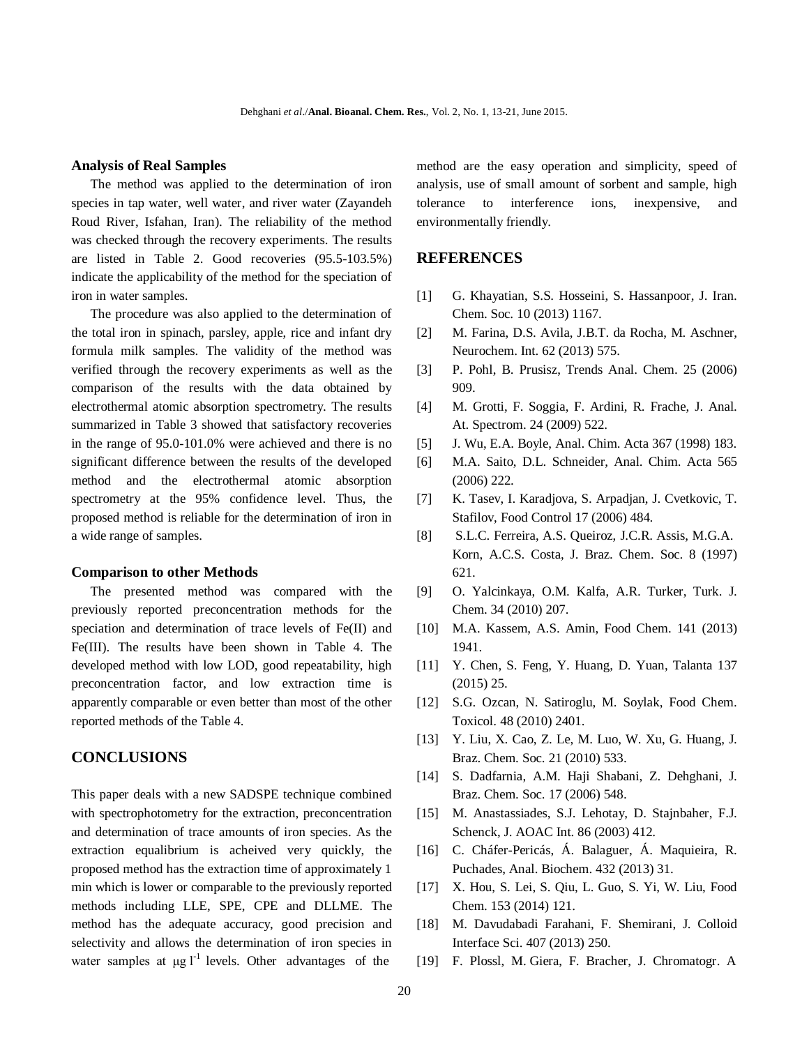### Analysis of Real Samples

The method was applied to the determination of iron species in tap water, well water, and river water (Zayandeh Roud River, Isfahan, Iran). The reliability of the method was checked through the recovery experiments. The results are listed in Table 2. Good recoveries (95.5-103.5%) indicate the applicability of the method for the speciation of iron in water samples.

The procedure was also applied to the determination of the total iron in spinach, parsley, apple, rice and infant dry formula milk samples. The validity of the method was verified through the recovery experiments as well as the comparison of the results with the data obtained by electrothermal atomic absorption spectrometry. The results summarized in Table 3 showed that satisfactory recoveries in the range of 95.0-101.0% were achieved and there is no significant difference between the results of the developed method and the electrothermal atomic absorption spectrometry at the 95% confidence level. Thus, the proposed method is reliable for the determination of iron in a wide range of samples.

### Comparison to other Methods

The presented method was compared with the previously reported preconcentration methods for the speciation and determination of trace levels of Fe(II) and Fe(III). The results have been shown in Table 4. The developed method with low LOD, good repeatability, high preconcentration factor, and low extraction time is apparently comparable or even better than most of the other reported methods of the Table 4.

## CONCLUSIONS

This paper deals with a new SADSPE technique combined with spectrophotometry for the extraction, preconcentration and determination of trace amounts of iron species. As the extraction equalibrium is acheived very quickly, the proposed method has the extraction time of approximately 1 min which is lower or comparable to the previously reported methods including LLE, SPE, CPE and DLLME. The method has the adequate accuracy, good precision and selectivity and allows the determination of iron species in water samples at $\mu g\ l^{-1}$ levels. Other advantages of the method are the easy operation and simplicity, speed of analysis, use of small amount of sorbent and sample, high tolerance to interference ions, inexpensive, and environmentally friendly.

## REFERENCES

[1] G. Khayatian, S.S. Hosseini, S. Hassanpoor, J. Iran. Chem. Soc. 10 (2013) 1167.

[2] M. Farina, D.S. Avila, J.B.T. da Rocha, M. Aschner, Neurochem. Int. 62 (2013) 575.

[3] P. Pohl, B. Prusisz, Trends Anal. Chem. 25 (2006) 909.

[4] M. Grotti, F. Soggia, F. Ardini, R. Frache, J. Anal. At. Spectrom. 24 (2009) 522.

[5] J. Wu, E.A. Boyle, Anal. Chim. Acta 367 (1998) 183.

[6] M.A. Saito, D.L. Schneider, Anal. Chim. Acta 565 (2006) 222.

[7] K. Tasev, I. Karadjova, S. Arpadjan, J. Cvetkovic, T. Stafilov, Food Control 17 (2006) 484.

[8] S.L.C. Ferreira, A.S. Queiroz, J.C.R. Assis, M.G.A. Korn, A.C.S. Costa, J. Braz. Chem. Soc. 8 (1997) 621.

[9] O. Yalcinkaya, O.M. Kalfa, A.R. Turker, Turk. J. Chem. 34 (2010) 207.

[10] M.A. Kassem, A.S. Amin, Food Chem. 141 (2013) 1941.

[11] Y. Chen, S. Feng, Y. Huang, D. Yuan, Talanta 137 (2015) 25.

[12] S.G. Ozcan, N. Satiroglu, M. Soylak, Food Chem. Toxicol. 48 (2010) 2401.

[13] Y. Liu, X. Cao, Z. Le, M. Luo, W. Xu, G. Huang, J. Braz. Chem. Soc. 21 (2010) 533.

[14] S. Dadfarnia, A.M. Haji Shabani, Z. Dehghani, J. Braz. Chem. Soc. 17 (2006) 548.

[15] M. Anastassiades, S.J. Lehotay, D. Stajnbaher, F.J. Schenck, J. AOAC Int. 86 (2003) 412.

[16] C. Cháfer-Pericás, Á. Balaguer, Á. Maquieira, R. Puchades, Anal. Biochem. 432 (2013) 31.

[17] X. Hou, S. Lei, S. Qiu, L. Guo, S. Yi, W. Liu, Food Chem. 153 (2014) 121.

[18] M. Davudabadi Farahani, F. Shemirani, J. Colloid Interface Sci. 407 (2013) 250.

[19] F. Plossl, M. Giera, F. Bracher, J. Chromatogr. A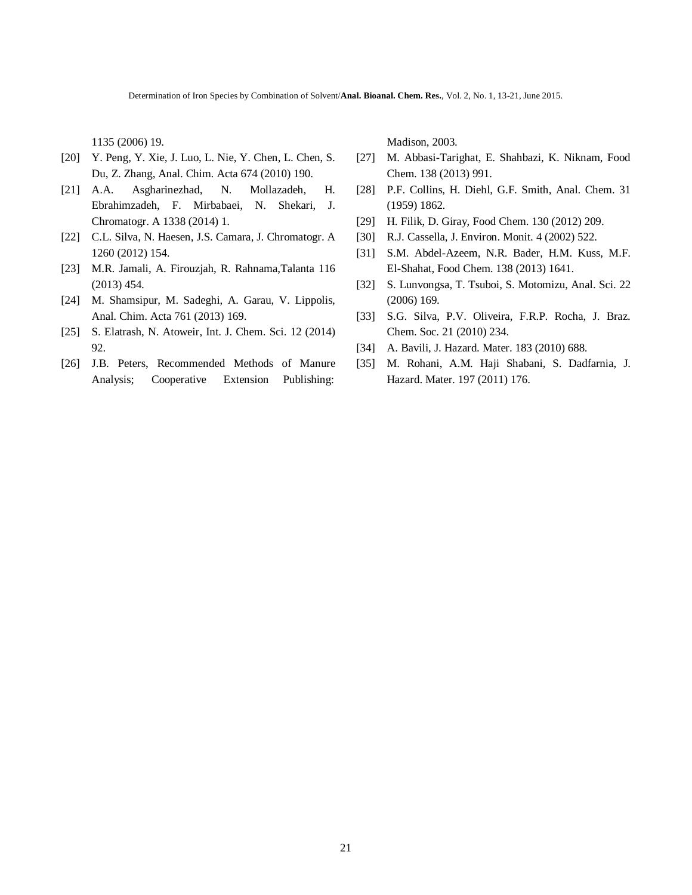1135 (2006) 19.

[20] Y. Peng, Y. Xie, J. Luo, L. Nie, Y. Chen, L. Chen, S. Du, Z. Zhang, Anal. Chim. Acta 674 (2010) 190.

[21] A.A. Asgharinezhad, N. Mollazadeh, H. Ebrahimzadeh, F. Mirbabaei, N. Shekari, J. Chromatogr. A 1338 (2014) 1.

[22] C.L. Silva, N. Haesen, J.S. Camara, J. Chromatogr. A 1260 (2012) 154.

[23] M.R. Jamali, A. Firouzjah, R. Rahnama,Talanta 116 (2013) 454.

[24] M. Shamsipur, M. Sadeghi, A. Garau, V. Lippolis, Anal. Chim. Acta 761 (2013) 169.

[25] S. Elatrash, N. Atoweir, Int. J. Chem. Sci. 12 (2014) 92.

[26] J.B. Peters, Recommended Methods of Manure Analysis; Cooperative Extension Publishing: Madison, 2003.

[27] M. Abbasi-Tarighat, E. Shahbazi, K. Niknam, Food Chem. 138 (2013) 991.

[28] P.F. Collins, H. Diehl, G.F. Smith, Anal. Chem. 31 (1959) 1862.

[29] H. Filik, D. Giray, Food Chem. 130 (2012) 209.

[30] R.J. Cassella, J. Environ. Monit. 4 (2002) 522.

[31] S.M. Abdel-Azeem, N.R. Bader, H.M. Kuss, M.F. El-Shahat, Food Chem. 138 (2013) 1641.

[32] S. Lunvongsa, T. Tsuboi, S. Motomizu, Anal. Sci. 22 (2006) 169.

[33] S.G. Silva, P.V. Oliveira, F.R.P. Rocha, J. Braz. Chem. Soc. 21 (2010) 234.

[34] A. Bavili, J. Hazard. Mater. 183 (2010) 688.

[35] M. Rohani, A.M. Haji Shabani, S. Dadfarnia, J. Hazard. Mater. 197 (2011) 176.